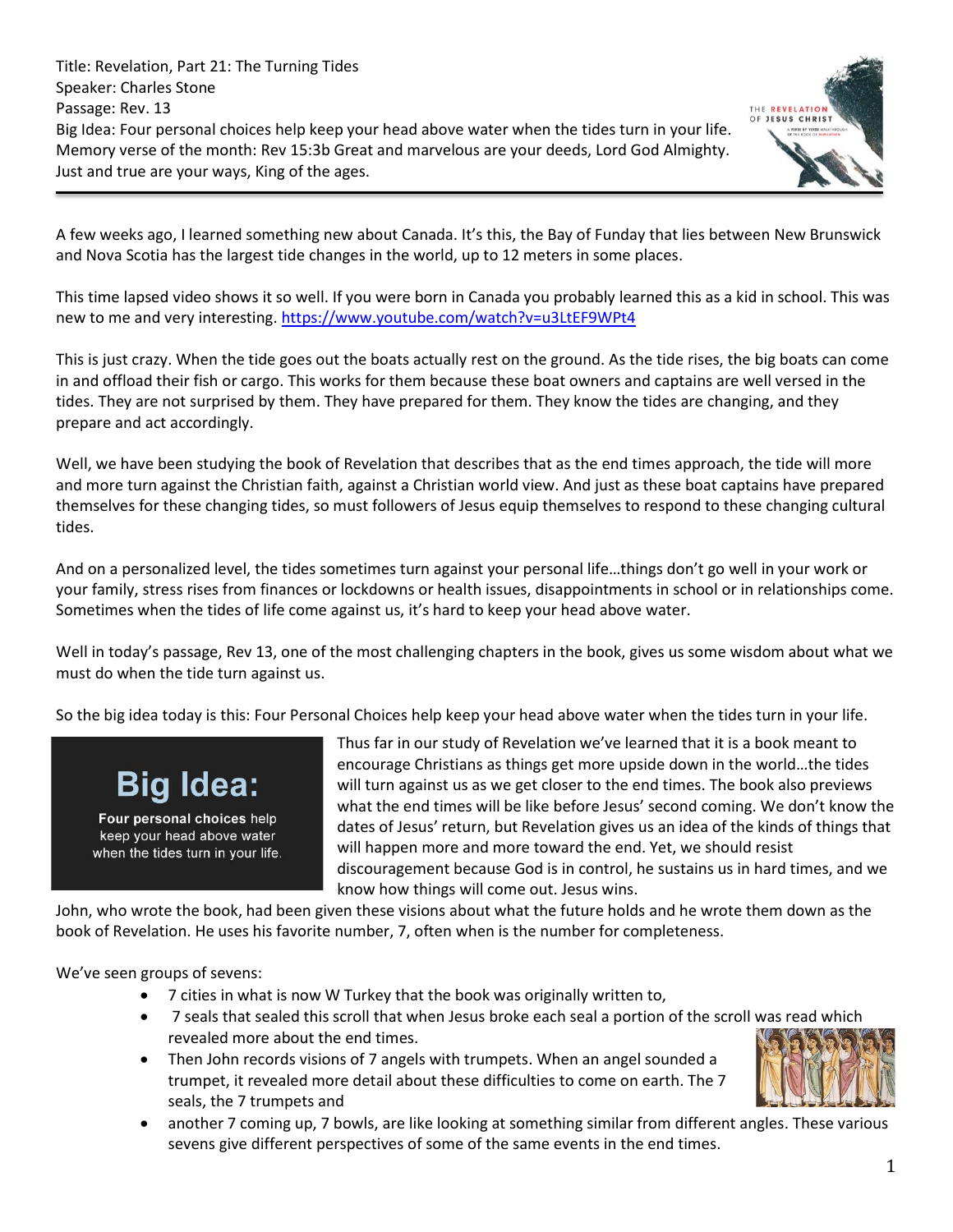Title: Revelation, Part 21: The Turning Tides
Speaker: Charles Stone
Passage: Rev. 13
Big Idea: Four personal choices help keep your head above water when the tides turn in your life.
Memory verse of the month: Rev 15:3b Great and marvelous are your deeds, Lord God Almighty. Just and true are your ways, King of the ages.

---

A few weeks ago, I learned something new about Canada. It's this, the Bay of Funday that lies between New Brunswick and Nova Scotia has the largest tide changes in the world, up to 12 meters in some places.

This time lapsed video shows it so well. If you were born in Canada you probably learned this as a kid in school. This was new to me and very interesting. https://www.youtube.com/watch?v=u3LtEF9WPt4

This is just crazy. When the tide goes out the boats actually rest on the ground. As the tide rises, the big boats can come in and offload their fish or cargo. This works for them because these boat owners and captains are well versed in the tides. They are not surprised by them. They have prepared for them. They know the tides are changing, and they prepare and act accordingly.

Well, we have been studying the book of Revelation that describes that as the end times approach, the tide will more and more turn against the Christian faith, against a Christian world view. And just as these boat captains have prepared themselves for these changing tides, so must followers of Jesus equip themselves to respond to these changing cultural tides.

And on a personalized level, the tides sometimes turn against your personal life…things don't go well in your work or your family, stress rises from finances or lockdowns or health issues, disappointments in school or in relationships come. Sometimes when the tides of life come against us, it's hard to keep your head above water.

Well in today's passage, Rev 13, one of the most challenging chapters in the book, gives us some wisdom about what we must do when the tide turn against us.

So the big idea today is this: Four Personal Choices help keep your head above water when the tides turn in your life.

**Big Idea:**

**Four personal choices** help keep your head above water when the tides turn in your life.

Thus far in our study of Revelation we've learned that it is a book meant to encourage Christians as things get more upside down in the world…the tides will turn against us as we get closer to the end times. The book also previews what the end times will be like before Jesus' second coming. We don't know the dates of Jesus' return, but Revelation gives us an idea of the kinds of things that will happen more and more toward the end. Yet, we should resist discouragement because God is in control, he sustains us in hard times, and we know how things will come out. Jesus wins.

John, who wrote the book, had been given these visions about what the future holds and he wrote them down as the book of Revelation. He uses his favorite number, 7, often when is the number for completeness.

We've seen groups of sevens:

- 7 cities in what is now W Turkey that the book was originally written to,
- 7 seals that sealed this scroll that when Jesus broke each seal a portion of the scroll was read which revealed more about the end times.
- Then John records visions of 7 angels with trumpets. When an angel sounded a trumpet, it revealed more detail about these difficulties to come on earth. The 7 seals, the 7 trumpets and
- another 7 coming up, 7 bowls, are like looking at something similar from different angles. These various sevens give different perspectives of some of the same events in the end times.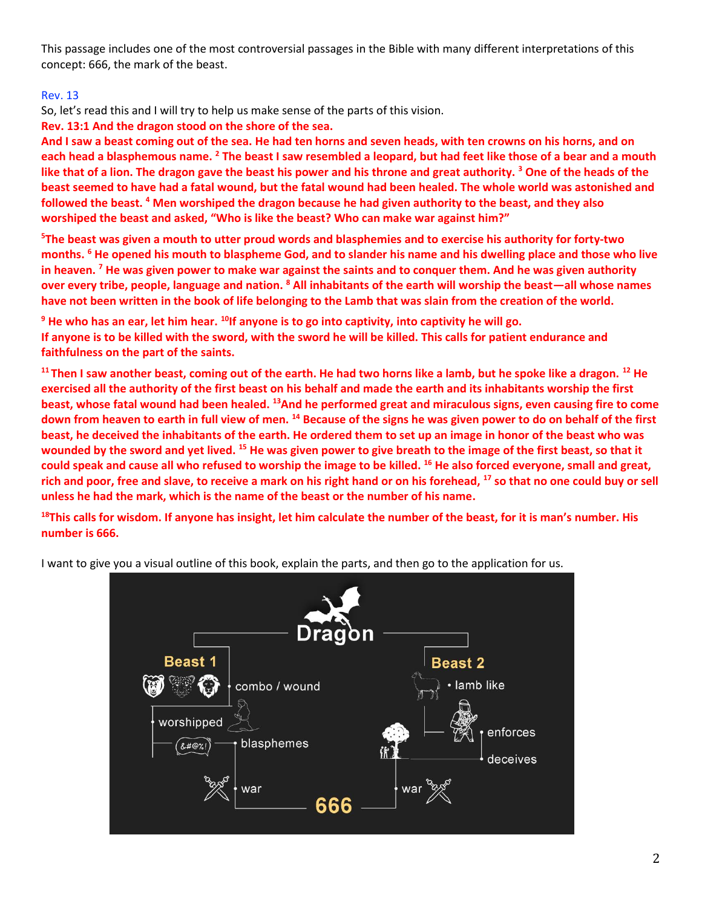This passage includes one of the most controversial passages in the Bible with many different interpretations of this concept: 666, the mark of the beast.

Rev. 13

So, let's read this and I will try to help us make sense of the parts of this vision.

**Rev. 13:1 And the dragon stood on the shore of the sea.**

**And I saw a beast coming out of the sea. He had ten horns and seven heads, with ten crowns on his horns, and on each head a blasphemous name. [2] The beast I saw resembled a leopard, but had feet like those of a bear and a mouth like that of a lion. The dragon gave the beast his power and his throne and great authority. [3] One of the heads of the beast seemed to have had a fatal wound, but the fatal wound had been healed. The whole world was astonished and followed the beast. [4] Men worshiped the dragon because he had given authority to the beast, and they also worshiped the beast and asked, "Who is like the beast? Who can make war against him?"**

**[5]The beast was given a mouth to utter proud words and blasphemies and to exercise his authority for forty-two months. [6] He opened his mouth to blaspheme God, and to slander his name and his dwelling place and those who live in heaven. [7] He was given power to make war against the saints and to conquer them. And he was given authority over every tribe, people, language and nation. [8] All inhabitants of the earth will worship the beast—all whose names have not been written in the book of life belonging to the Lamb that was slain from the creation of the world.**

**[9] He who has an ear, let him hear. [10]If anyone is to go into captivity, into captivity he will go.**
**If anyone is to be killed with the sword, with the sword he will be killed. This calls for patient endurance and faithfulness on the part of the saints.**

**[11] Then I saw another beast, coming out of the earth. He had two horns like a lamb, but he spoke like a dragon. [12] He exercised all the authority of the first beast on his behalf and made the earth and its inhabitants worship the first beast, whose fatal wound had been healed. [13]And he performed great and miraculous signs, even causing fire to come down from heaven to earth in full view of men. [14] Because of the signs he was given power to do on behalf of the first beast, he deceived the inhabitants of the earth. He ordered them to set up an image in honor of the beast who was wounded by the sword and yet lived. [15] He was given power to give breath to the image of the first beast, so that it could speak and cause all who refused to worship the image to be killed. [16] He also forced everyone, small and great, rich and poor, free and slave, to receive a mark on his right hand or on his forehead, [17] so that no one could buy or sell unless he had the mark, which is the name of the beast or the number of his name.**

**[18]This calls for wisdom. If anyone has insight, let him calculate the number of the beast, for it is man's number. His number is 666.**

I want to give you a visual outline of this book, explain the parts, and then go to the application for us.

Dragon

Beast 1
- combo / wound
- worshipped
- blasphemes
- war

Beast 2
- lamb like
- enforces
- deceives
- war

666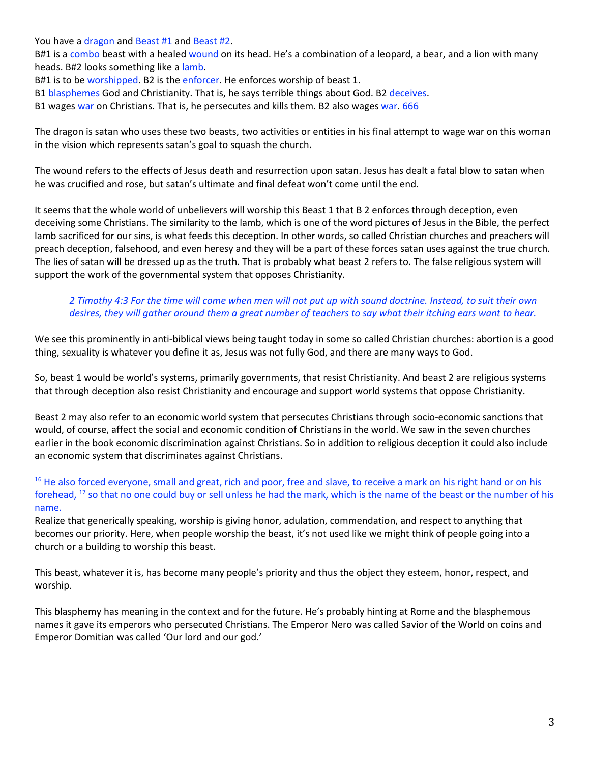You have a dragon and Beast #1 and Beast #2.
B#1 is a combo beast with a healed wound on its head. He's a combination of a leopard, a bear, and a lion with many heads. B#2 looks something like a lamb.
B#1 is to be worshipped. B2 is the enforcer. He enforces worship of beast 1.
B1 blasphemes God and Christianity. That is, he says terrible things about God. B2 deceives.
B1 wages war on Christians. That is, he persecutes and kills them. B2 also wages war. 666

The dragon is satan who uses these two beasts, two activities or entities in his final attempt to wage war on this woman in the vision which represents satan's goal to squash the church.

The wound refers to the effects of Jesus death and resurrection upon satan. Jesus has dealt a fatal blow to satan when he was crucified and rose, but satan's ultimate and final defeat won't come until the end.

It seems that the whole world of unbelievers will worship this Beast 1 that B 2 enforces through deception, even deceiving some Christians. The similarity to the lamb, which is one of the word pictures of Jesus in the Bible, the perfect lamb sacrificed for our sins, is what feeds this deception. In other words, so called Christian churches and preachers will preach deception, falsehood, and even heresy and they will be a part of these forces satan uses against the true church. The lies of satan will be dressed up as the truth. That is probably what beast 2 refers to. The false religious system will support the work of the governmental system that opposes Christianity.

> *2 Timothy 4:3 For the time will come when men will not put up with sound doctrine. Instead, to suit their own desires, they will gather around them a great number of teachers to say what their itching ears want to hear.*

We see this prominently in anti-biblical views being taught today in some so called Christian churches: abortion is a good thing, sexuality is whatever you define it as, Jesus was not fully God, and there are many ways to God.

So, beast 1 would be world's systems, primarily governments, that resist Christianity. And beast 2 are religious systems that through deception also resist Christianity and encourage and support world systems that oppose Christianity.

Beast 2 may also refer to an economic world system that persecutes Christians through socio-economic sanctions that would, of course, affect the social and economic condition of Christians in the world. We saw in the seven churches earlier in the book economic discrimination against Christians. So in addition to religious deception it could also include an economic system that discriminates against Christians.

[16] He also forced everyone, small and great, rich and poor, free and slave, to receive a mark on his right hand or on his forehead, [17] so that no one could buy or sell unless he had the mark, which is the name of the beast or the number of his name.
Realize that generically speaking, worship is giving honor, adulation, commendation, and respect to anything that becomes our priority. Here, when people worship the beast, it's not used like we might think of people going into a church or a building to worship this beast.

This beast, whatever it is, has become many people's priority and thus the object they esteem, honor, respect, and worship.

This blasphemy has meaning in the context and for the future. He's probably hinting at Rome and the blasphemous names it gave its emperors who persecuted Christians. The Emperor Nero was called Savior of the World on coins and Emperor Domitian was called 'Our lord and our god.'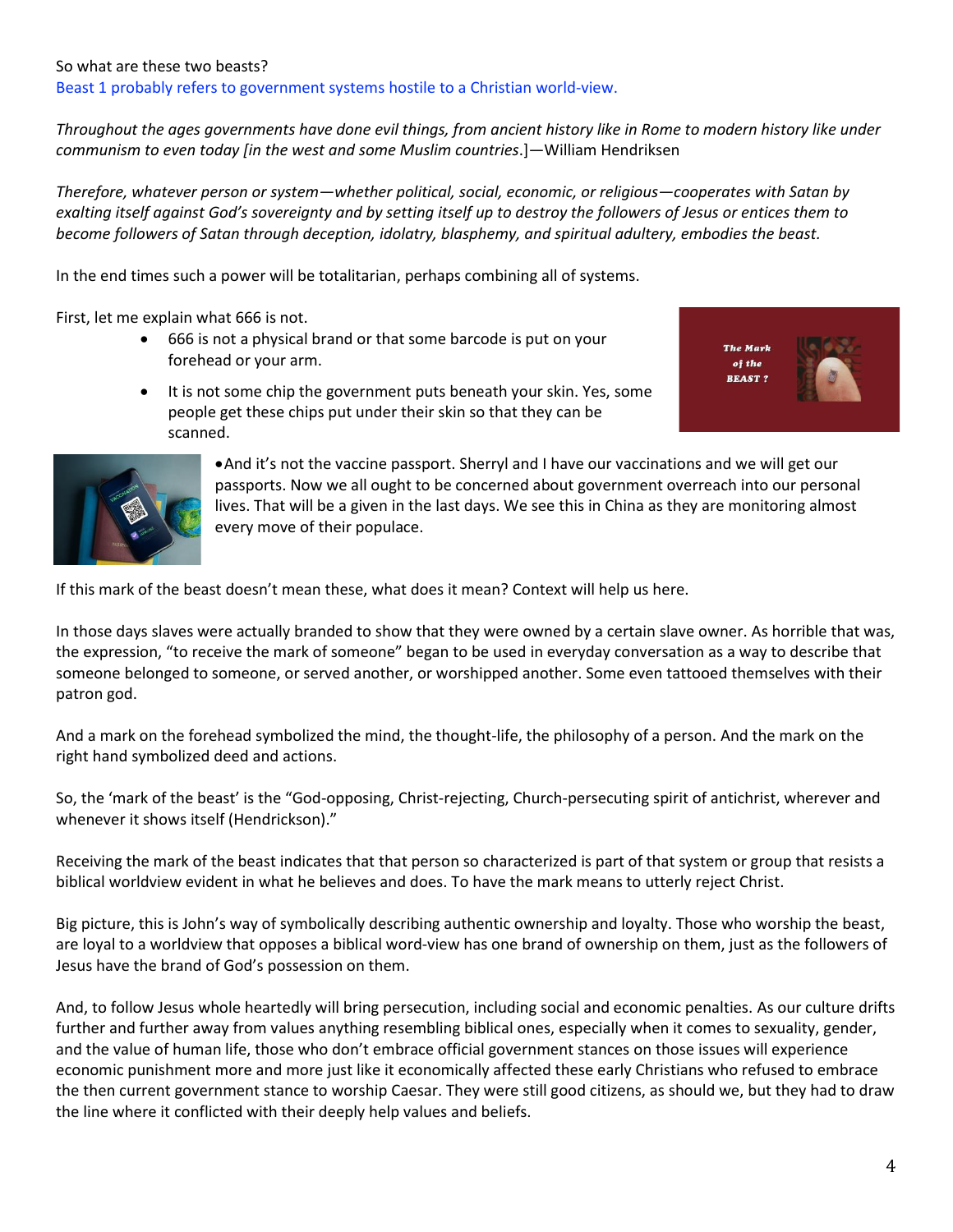So what are these two beasts?
Beast 1 probably refers to government systems hostile to a Christian world-view.

*Throughout the ages governments have done evil things, from ancient history like in Rome to modern history like under communism to even today [in the west and some Muslim countries*.]—William Hendriksen

*Therefore, whatever person or system—whether political, social, economic, or religious—cooperates with Satan by exalting itself against God's sovereignty and by setting itself up to destroy the followers of Jesus or entices them to become followers of Satan through deception, idolatry, blasphemy, and spiritual adultery, embodies the beast.*

In the end times such a power will be totalitarian, perhaps combining all of systems.

First, let me explain what 666 is not.

- 666 is not a physical brand or that some barcode is put on your forehead or your arm.
- It is not some chip the government puts beneath your skin. Yes, some people get these chips put under their skin so that they can be scanned.
- And it's not the vaccine passport. Sherryl and I have our vaccinations and we will get our passports. Now we all ought to be concerned about government overreach into our personal lives. That will be a given in the last days. We see this in China as they are monitoring almost every move of their populace.

If this mark of the beast doesn't mean these, what does it mean? Context will help us here.

In those days slaves were actually branded to show that they were owned by a certain slave owner. As horrible that was, the expression, "to receive the mark of someone" began to be used in everyday conversation as a way to describe that someone belonged to someone, or served another, or worshipped another. Some even tattooed themselves with their patron god.

And a mark on the forehead symbolized the mind, the thought-life, the philosophy of a person. And the mark on the right hand symbolized deed and actions.

So, the 'mark of the beast' is the "God-opposing, Christ-rejecting, Church-persecuting spirit of antichrist, wherever and whenever it shows itself (Hendrickson)."

Receiving the mark of the beast indicates that that person so characterized is part of that system or group that resists a biblical worldview evident in what he believes and does. To have the mark means to utterly reject Christ.

Big picture, this is John's way of symbolically describing authentic ownership and loyalty. Those who worship the beast, are loyal to a worldview that opposes a biblical word-view has one brand of ownership on them, just as the followers of Jesus have the brand of God's possession on them.

And, to follow Jesus whole heartedly will bring persecution, including social and economic penalties. As our culture drifts further and further away from values anything resembling biblical ones, especially when it comes to sexuality, gender, and the value of human life, those who don't embrace official government stances on those issues will experience economic punishment more and more just like it economically affected these early Christians who refused to embrace the then current government stance to worship Caesar. They were still good citizens, as should we, but they had to draw the line where it conflicted with their deeply help values and beliefs.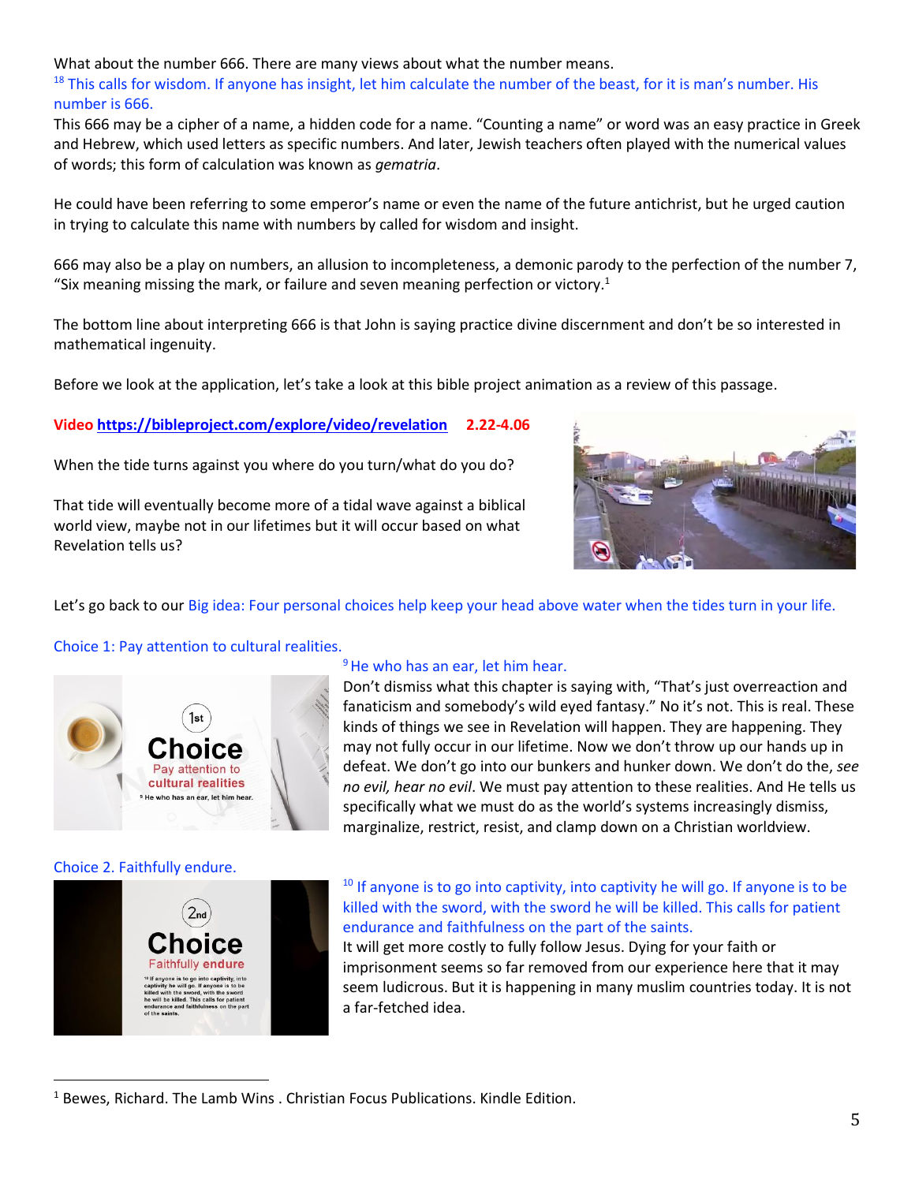What about the number 666. There are many views about what the number means.

[18] This calls for wisdom. If anyone has insight, let him calculate the number of the beast, for it is man's number. His number is 666.

This 666 may be a cipher of a name, a hidden code for a name. "Counting a name" or word was an easy practice in Greek and Hebrew, which used letters as specific numbers. And later, Jewish teachers often played with the numerical values of words; this form of calculation was known as *gematria*.

He could have been referring to some emperor's name or even the name of the future antichrist, but he urged caution in trying to calculate this name with numbers by called for wisdom and insight.

666 may also be a play on numbers, an allusion to incompleteness, a demonic parody to the perfection of the number 7, "Six meaning missing the mark, or failure and seven meaning perfection or victory.[1]

The bottom line about interpreting 666 is that John is saying practice divine discernment and don't be so interested in mathematical ingenuity.

Before we look at the application, let's take a look at this bible project animation as a review of this passage.

**Video https://bibleproject.com/explore/video/revelation 2.22-4.06**

When the tide turns against you where do you turn/what do you do?

That tide will eventually become more of a tidal wave against a biblical world view, maybe not in our lifetimes but it will occur based on what Revelation tells us?

Let's go back to our Big idea: Four personal choices help keep your head above water when the tides turn in your life.

Choice 1: Pay attention to cultural realities.

[9] He who has an ear, let him hear.

Don't dismiss what this chapter is saying with, "That's just overreaction and fanaticism and somebody's wild eyed fantasy." No it's not. This is real. These kinds of things we see in Revelation will happen. They are happening. They may not fully occur in our lifetime. Now we don't throw up our hands up in defeat. We don't go into our bunkers and hunker down. We don't do the, *see no evil, hear no evil*. We must pay attention to these realities. And He tells us specifically what we must do as the world's systems increasingly dismiss, marginalize, restrict, resist, and clamp down on a Christian worldview.

Choice 2. Faithfully endure.

[10] If anyone is to go into captivity, into captivity he will go. If anyone is to be killed with the sword, with the sword he will be killed. This calls for patient endurance and faithfulness on the part of the saints.

It will get more costly to fully follow Jesus. Dying for your faith or imprisonment seems so far removed from our experience here that it may seem ludicrous. But it is happening in many muslim countries today. It is not a far-fetched idea.

---

[1] Bewes, Richard. The Lamb Wins . Christian Focus Publications. Kindle Edition.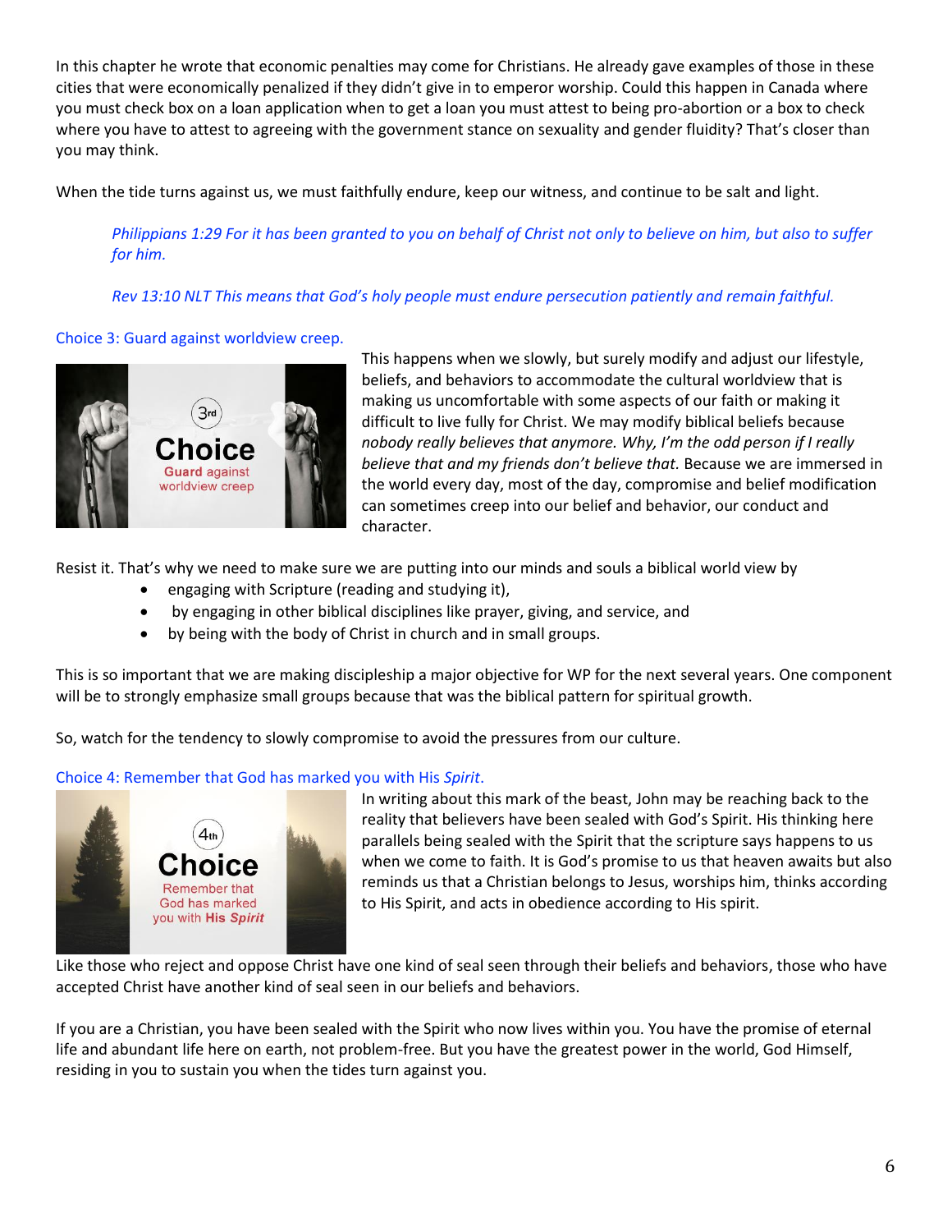In this chapter he wrote that economic penalties may come for Christians. He already gave examples of those in these cities that were economically penalized if they didn't give in to emperor worship. Could this happen in Canada where you must check box on a loan application when to get a loan you must attest to being pro-abortion or a box to check where you have to attest to agreeing with the government stance on sexuality and gender fluidity? That's closer than you may think.

When the tide turns against us, we must faithfully endure, keep our witness, and continue to be salt and light.

> *Philippians 1:29 For it has been granted to you on behalf of Christ not only to believe on him, but also to suffer for him.*

> *Rev 13:10 NLT This means that God's holy people must endure persecution patiently and remain faithful.*

### Choice 3: Guard against worldview creep.

This happens when we slowly, but surely modify and adjust our lifestyle, beliefs, and behaviors to accommodate the cultural worldview that is making us uncomfortable with some aspects of our faith or making it difficult to live fully for Christ. We may modify biblical beliefs because *nobody really believes that anymore. Why, I'm the odd person if I really believe that and my friends don't believe that.* Because we are immersed in the world every day, most of the day, compromise and belief modification can sometimes creep into our belief and behavior, our conduct and character.

Resist it. That's why we need to make sure we are putting into our minds and souls a biblical world view by

- engaging with Scripture (reading and studying it),
- by engaging in other biblical disciplines like prayer, giving, and service, and
- by being with the body of Christ in church and in small groups.

This is so important that we are making discipleship a major objective for WP for the next several years. One component will be to strongly emphasize small groups because that was the biblical pattern for spiritual growth.

So, watch for the tendency to slowly compromise to avoid the pressures from our culture.

### Choice 4: Remember that God has marked you with His *Spirit*.

In writing about this mark of the beast, John may be reaching back to the reality that believers have been sealed with God's Spirit. His thinking here parallels being sealed with the Spirit that the scripture says happens to us when we come to faith. It is God's promise to us that heaven awaits but also reminds us that a Christian belongs to Jesus, worships him, thinks according to His Spirit, and acts in obedience according to His spirit.

Like those who reject and oppose Christ have one kind of seal seen through their beliefs and behaviors, those who have accepted Christ have another kind of seal seen in our beliefs and behaviors.

If you are a Christian, you have been sealed with the Spirit who now lives within you. You have the promise of eternal life and abundant life here on earth, not problem-free. But you have the greatest power in the world, God Himself, residing in you to sustain you when the tides turn against you.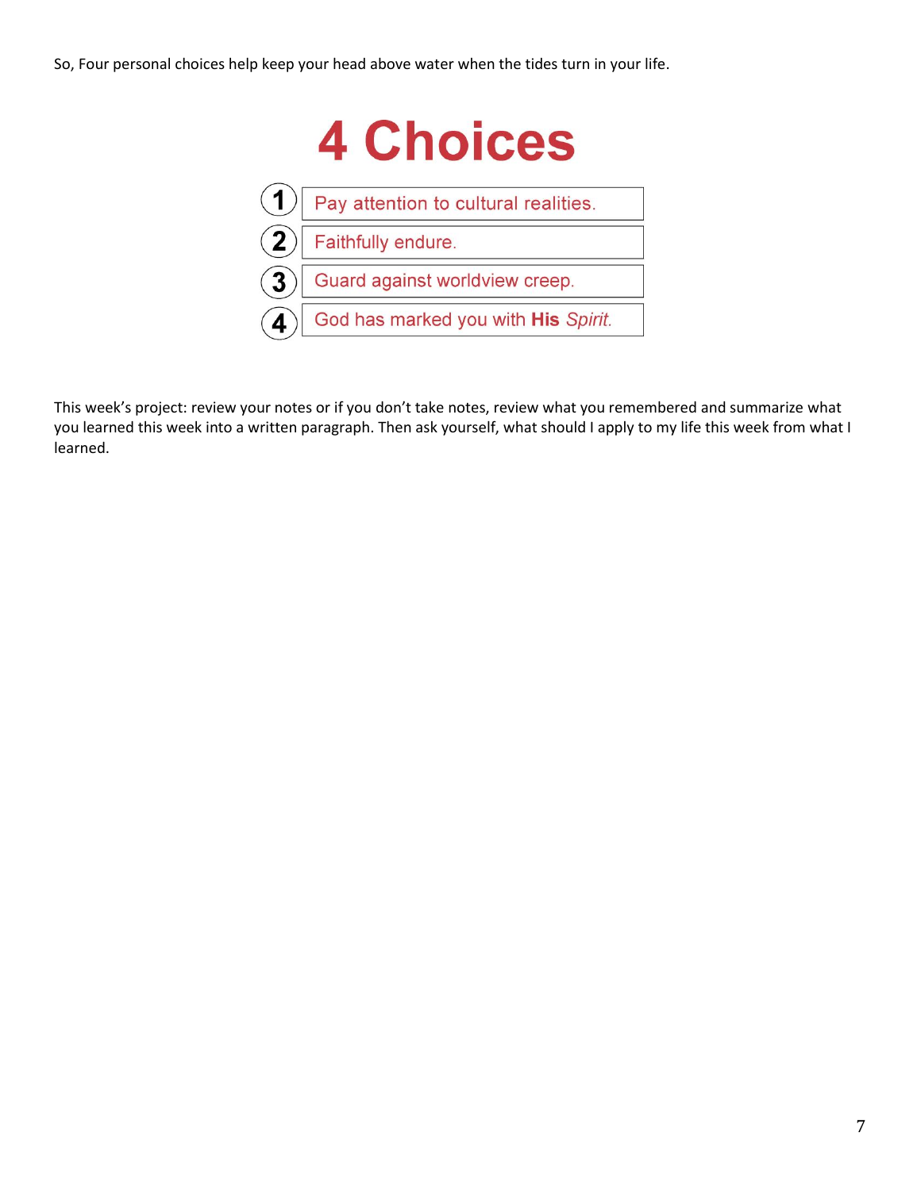So, Four personal choices help keep your head above water when the tides turn in your life.

# 4 Choices

1. Pay attention to cultural realities.
2. Faithfully endure.
3. Guard against worldview creep.
4. God has marked you with **His** *Spirit*.

This week's project: review your notes or if you don't take notes, review what you remembered and summarize what you learned this week into a written paragraph. Then ask yourself, what should I apply to my life this week from what I learned.